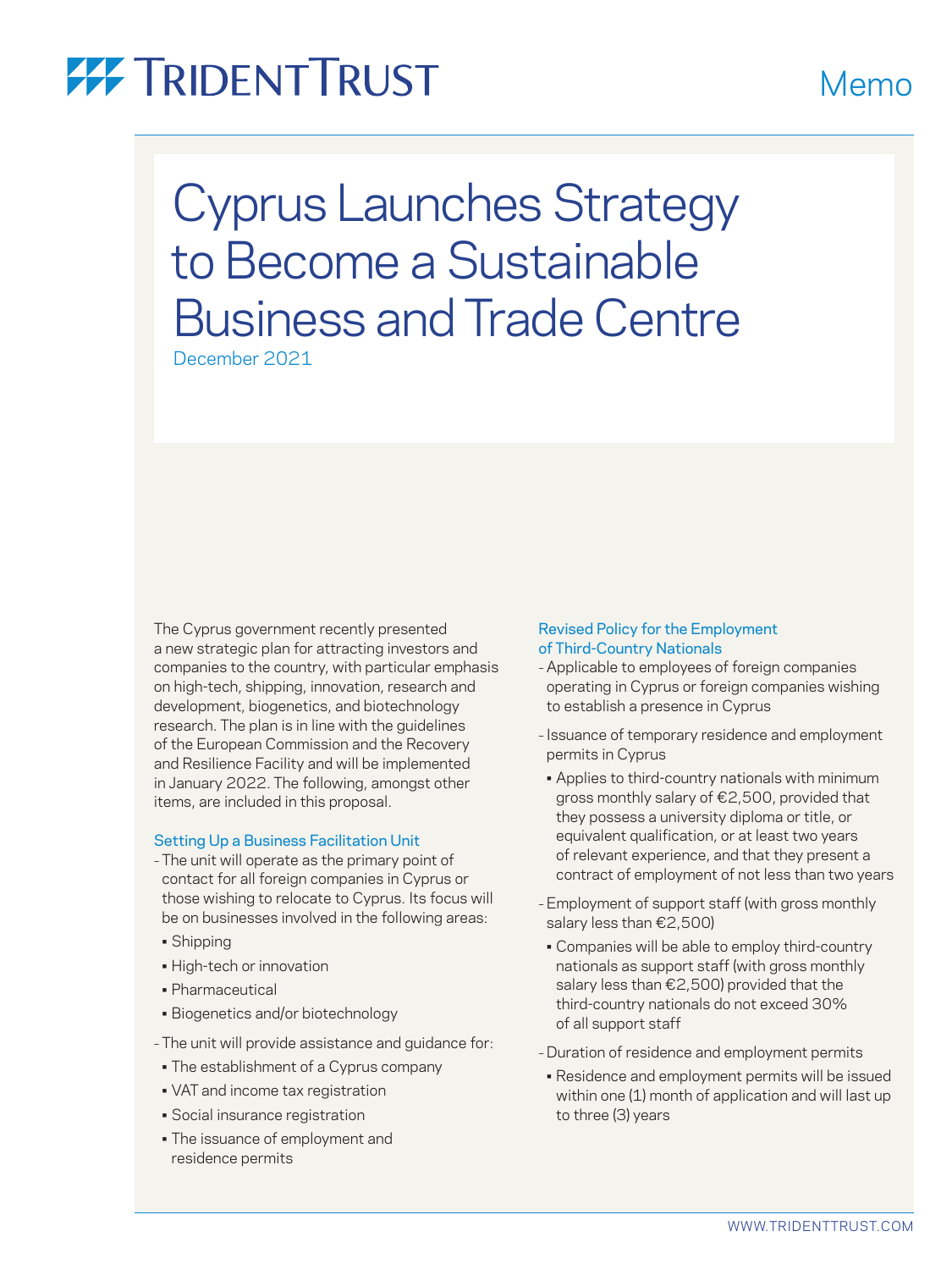# Cyprus Launches Strategy to Become a Sustainable Business and Trade Centre

December 2021

The Cyprus government recently presented a new strategic plan for attracting investors and companies to the country, with particular emphasis on high-tech, shipping, innovation, research and development, biogenetics, and biotechnology research. The plan is in line with the guidelines of the European Commission and the Recovery and Resilience Facility and will be implemented in January 2022. The following, amongst other items, are included in this proposal.

## Setting Up a Business Facilitation Unit

- The unit will operate as the primary point of contact for all foreign companies in Cyprus or those wishing to relocate to Cyprus. Its focus will be on businesses involved in the following areas:
  - Shipping
  - High-tech or innovation
  - Pharmaceutical
  - Biogenetics and/or biotechnology
- The unit will provide assistance and guidance for:
  - The establishment of a Cyprus company
  - VAT and income tax registration
  - Social insurance registration
  - The issuance of employment and residence permits

## Revised Policy for the Employment of Third-Country Nationals

- Applicable to employees of foreign companies operating in Cyprus or foreign companies wishing to establish a presence in Cyprus
- Issuance of temporary residence and employment permits in Cyprus
  - Applies to third-country nationals with minimum gross monthly salary of €2,500, provided that they possess a university diploma or title, or equivalent qualification, or at least two years of relevant experience, and that they present a contract of employment of not less than two years
- Employment of support staff (with gross monthly salary less than €2,500)
  - Companies will be able to employ third-country nationals as support staff (with gross monthly salary less than €2,500) provided that the third-country nationals do not exceed 30% of all support staff
- Duration of residence and employment permits
  - Residence and employment permits will be issued within one (1) month of application and will last up to three (3) years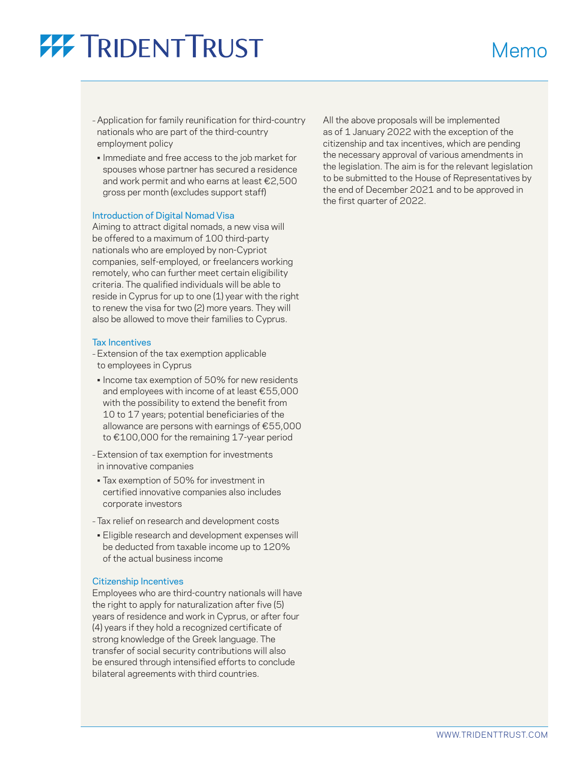- Application for family reunification for third-country nationals who are part of the third-country employment policy
  - Immediate and free access to the job market for spouses whose partner has secured a residence and work permit and who earns at least €2,500 gross per month (excludes support staff)

### Introduction of Digital Nomad Visa

Aiming to attract digital nomads, a new visa will be offered to a maximum of 100 third-party nationals who are employed by non-Cypriot companies, self-employed, or freelancers working remotely, who can further meet certain eligibility criteria. The qualified individuals will be able to reside in Cyprus for up to one (1) year with the right to renew the visa for two (2) more years. They will also be allowed to move their families to Cyprus.

### Tax Incentives

- Extension of the tax exemption applicable to employees in Cyprus
  - Income tax exemption of 50% for new residents and employees with income of at least €55,000 with the possibility to extend the benefit from 10 to 17 years; potential beneficiaries of the allowance are persons with earnings of €55,000 to €100,000 for the remaining 17-year period
- Extension of tax exemption for investments in innovative companies
  - Tax exemption of 50% for investment in certified innovative companies also includes corporate investors
- Tax relief on research and development costs
  - Eligible research and development expenses will be deducted from taxable income up to 120% of the actual business income

### Citizenship Incentives

Employees who are third-country nationals will have the right to apply for naturalization after five (5) years of residence and work in Cyprus, or after four (4) years if they hold a recognized certificate of strong knowledge of the Greek language. The transfer of social security contributions will also be ensured through intensified efforts to conclude bilateral agreements with third countries.

All the above proposals will be implemented as of 1 January 2022 with the exception of the citizenship and tax incentives, which are pending the necessary approval of various amendments in the legislation. The aim is for the relevant legislation to be submitted to the House of Representatives by the end of December 2021 and to be approved in the first quarter of 2022.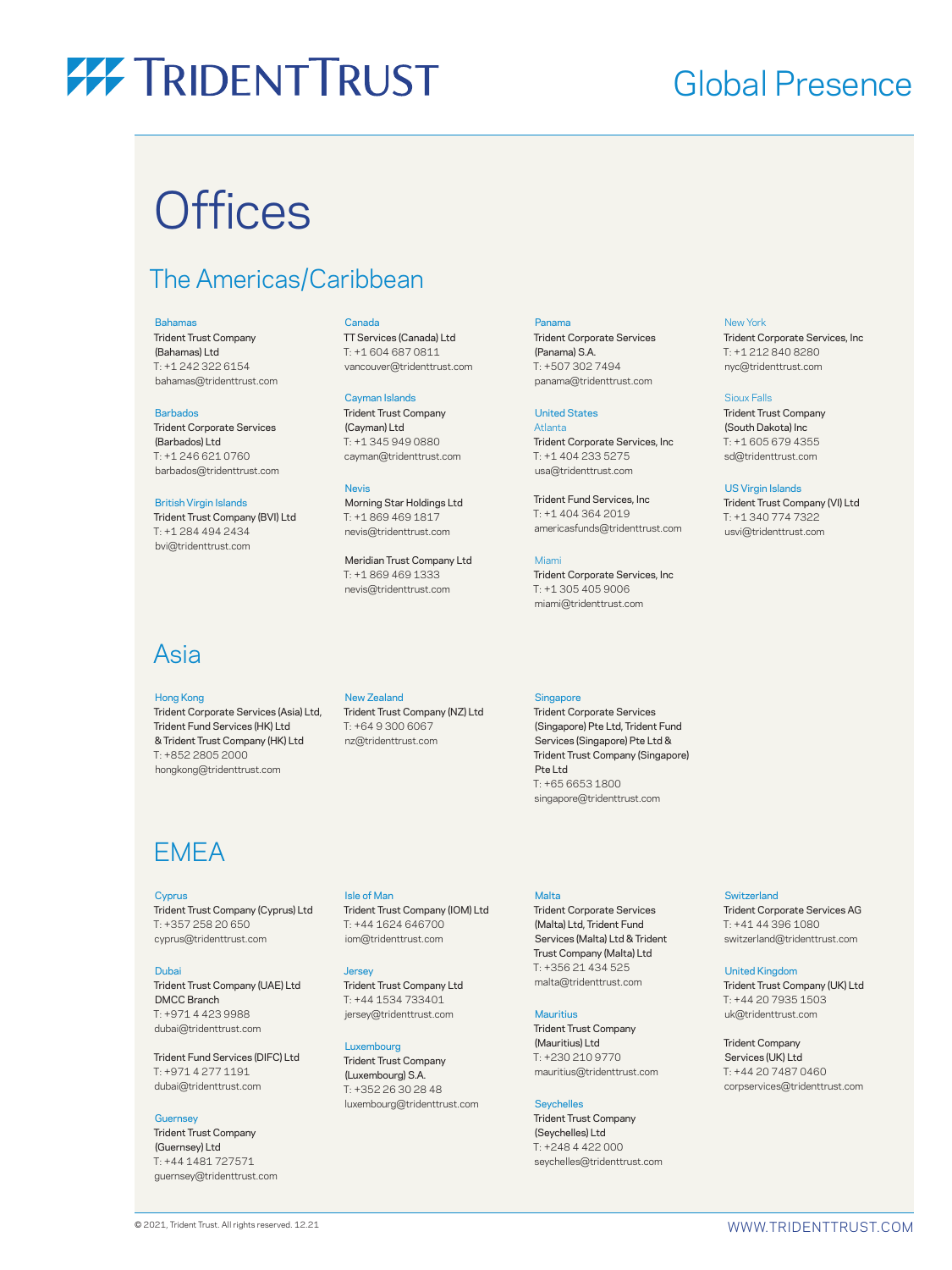# TRIDENT TRUST

## Global Presence

# Offices

## The Americas/Caribbean

### Bahamas
Trident Trust Company (Bahamas) Ltd
T: +1 242 322 6154
bahamas@tridenttrust.com

### Barbados
Trident Corporate Services (Barbados) Ltd
T: +1 246 621 0760
barbados@tridenttrust.com

### British Virgin Islands
Trident Trust Company (BVI) Ltd
T: +1 284 494 2434
bvi@tridenttrust.com

### Canada
TT Services (Canada) Ltd
T: +1 604 687 0811
vancouver@tridenttrust.com

### Cayman Islands
Trident Trust Company (Cayman) Ltd
T: +1 345 949 0880
cayman@tridenttrust.com

### Nevis
Morning Star Holdings Ltd
T: +1 869 469 1817
nevis@tridenttrust.com

Meridian Trust Company Ltd
T: +1 869 469 1333
nevis@tridenttrust.com

### Panama
Trident Corporate Services (Panama) S.A.
T: +507 302 7494
panama@tridenttrust.com

### United States

#### Atlanta
Trident Corporate Services, Inc
T: +1 404 233 5275
usa@tridenttrust.com

Trident Fund Services, Inc
T: +1 404 364 2019
americasfunds@tridenttrust.com

#### Miami
Trident Corporate Services, Inc
T: +1 305 405 9006
miami@tridenttrust.com

#### New York
Trident Corporate Services, Inc
T: +1 212 840 8280
nyc@tridenttrust.com

#### Sioux Falls
Trident Trust Company (South Dakota) Inc
T: +1 605 679 4355
sd@tridenttrust.com

### US Virgin Islands
Trident Trust Company (VI) Ltd
T: +1 340 774 7322
usvi@tridenttrust.com

## Asia

### Hong Kong
Trident Corporate Services (Asia) Ltd, Trident Fund Services (HK) Ltd & Trident Trust Company (HK) Ltd
T: +852 2805 2000
hongkong@tridenttrust.com

### New Zealand
Trident Trust Company (NZ) Ltd
T: +64 9 300 6067
nz@tridenttrust.com

### Singapore
Trident Corporate Services (Singapore) Pte Ltd, Trident Fund Services (Singapore) Pte Ltd & Trident Trust Company (Singapore) Pte Ltd
T: +65 6653 1800
singapore@tridenttrust.com

## EMEA

### Cyprus
Trident Trust Company (Cyprus) Ltd
T: +357 258 20 650
cyprus@tridenttrust.com

### Dubai
Trident Trust Company (UAE) Ltd DMCC Branch
T: +971 4 423 9988
dubai@tridenttrust.com

Trident Fund Services (DIFC) Ltd
T: +971 4 277 1191
dubai@tridenttrust.com

### Guernsey
Trident Trust Company (Guernsey) Ltd
T: +44 1481 727571
guernsey@tridenttrust.com

### Isle of Man
Trident Trust Company (IOM) Ltd
T: +44 1624 646700
iom@tridenttrust.com

### Jersey
Trident Trust Company Ltd
T: +44 1534 733401
jersey@tridenttrust.com

### Luxembourg
Trident Trust Company (Luxembourg) S.A.
T: +352 26 30 28 48
luxembourg@tridenttrust.com

### Malta
Trident Corporate Services (Malta) Ltd, Trident Fund Services (Malta) Ltd & Trident Trust Company (Malta) Ltd
T: +356 21 434 525
malta@tridenttrust.com

### Mauritius
Trident Trust Company (Mauritius) Ltd
T: +230 210 9770
mauritius@tridenttrust.com

### Seychelles
Trident Trust Company (Seychelles) Ltd
T: +248 4 422 000
seychelles@tridenttrust.com

### Switzerland
Trident Corporate Services AG
T: +41 44 396 1080
switzerland@tridenttrust.com

### United Kingdom
Trident Trust Company (UK) Ltd
T: +44 20 7935 1503
uk@tridenttrust.com

Trident Company Services (UK) Ltd
T: +44 20 7487 0460
corpservices@tridenttrust.com

© 2021, Trident Trust. All rights reserved. 12.21

WWW.TRIDENTTRUST.COM